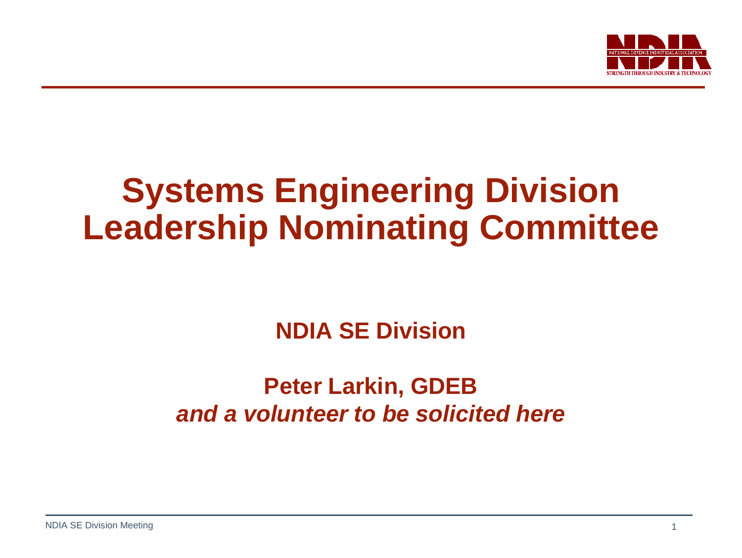# Systems Engineering Division Leadership Nominating Committee

**NDIA SE Division**

**Peter Larkin, GDEB**

***and a volunteer to be solicited here***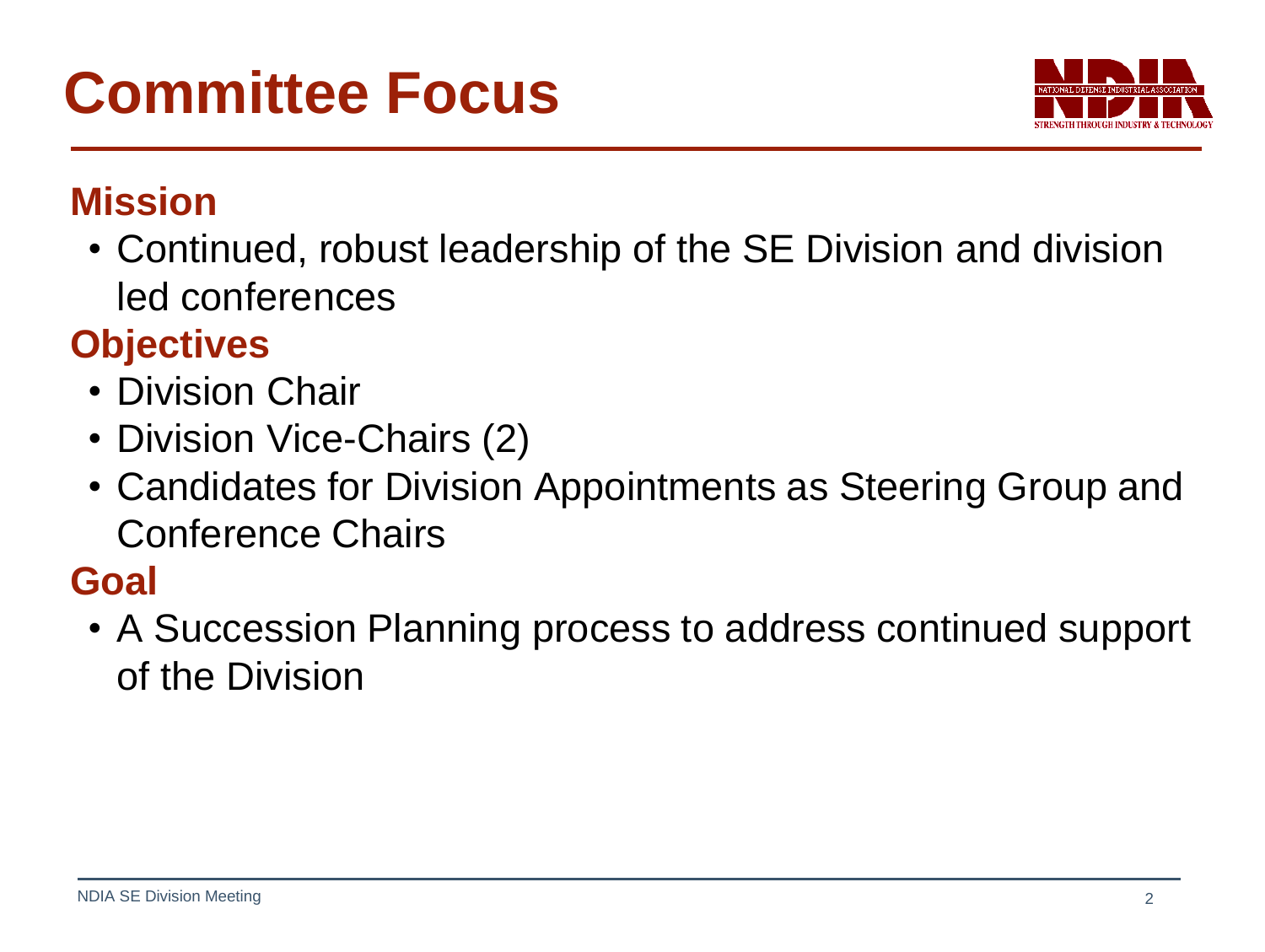# Committee Focus

## Mission

- Continued, robust leadership of the SE Division and division led conferences

## Objectives

- Division Chair
- Division Vice-Chairs (2)
- Candidates for Division Appointments as Steering Group and Conference Chairs

## Goal

- A Succession Planning process to address continued support of the Division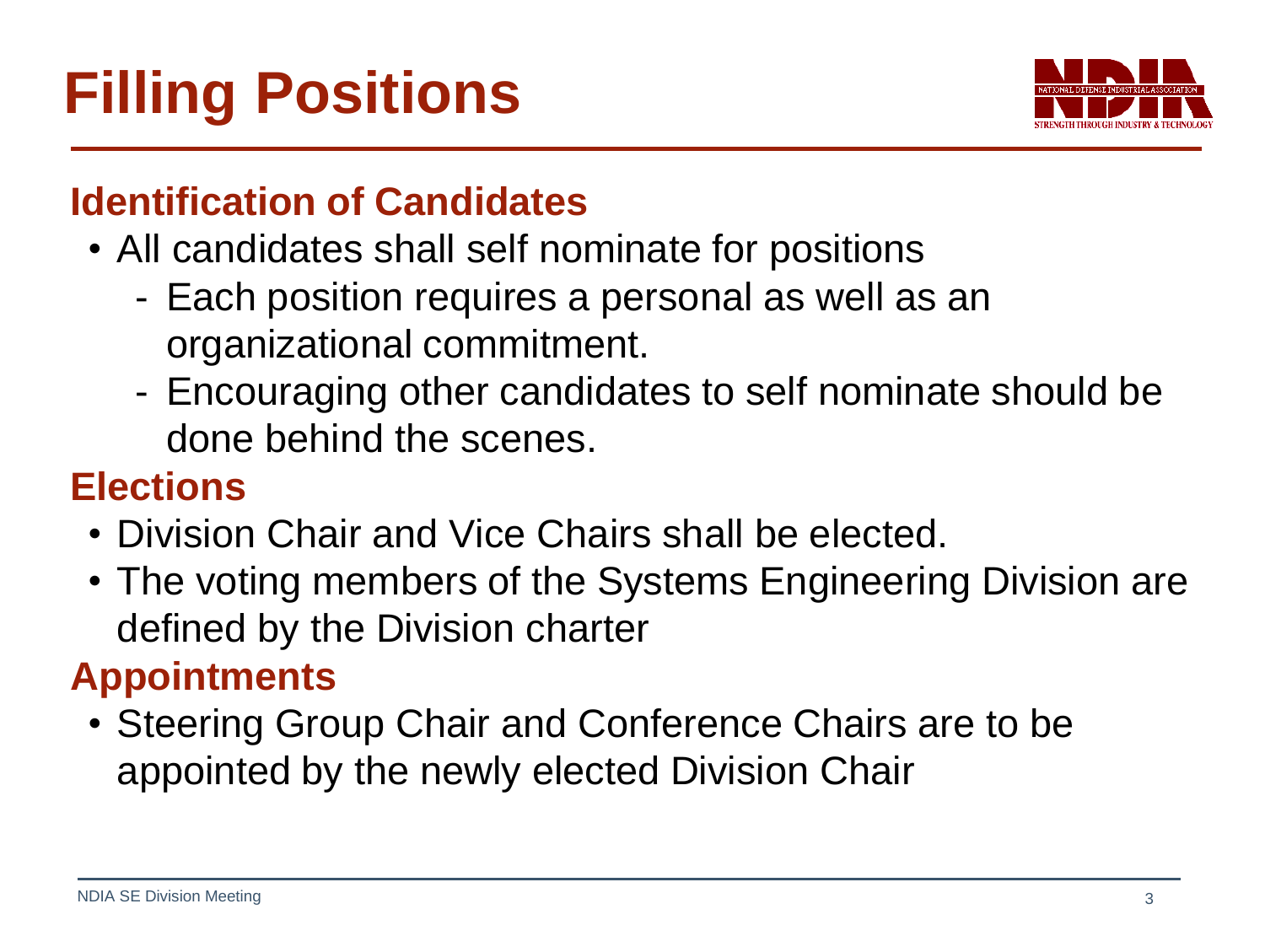# Filling Positions

## Identification of Candidates

- All candidates shall self nominate for positions
  - Each position requires a personal as well as an organizational commitment.
  - Encouraging other candidates to self nominate should be done behind the scenes.

## Elections

- Division Chair and Vice Chairs shall be elected.
- The voting members of the Systems Engineering Division are defined by the Division charter

## Appointments

- Steering Group Chair and Conference Chairs are to be appointed by the newly elected Division Chair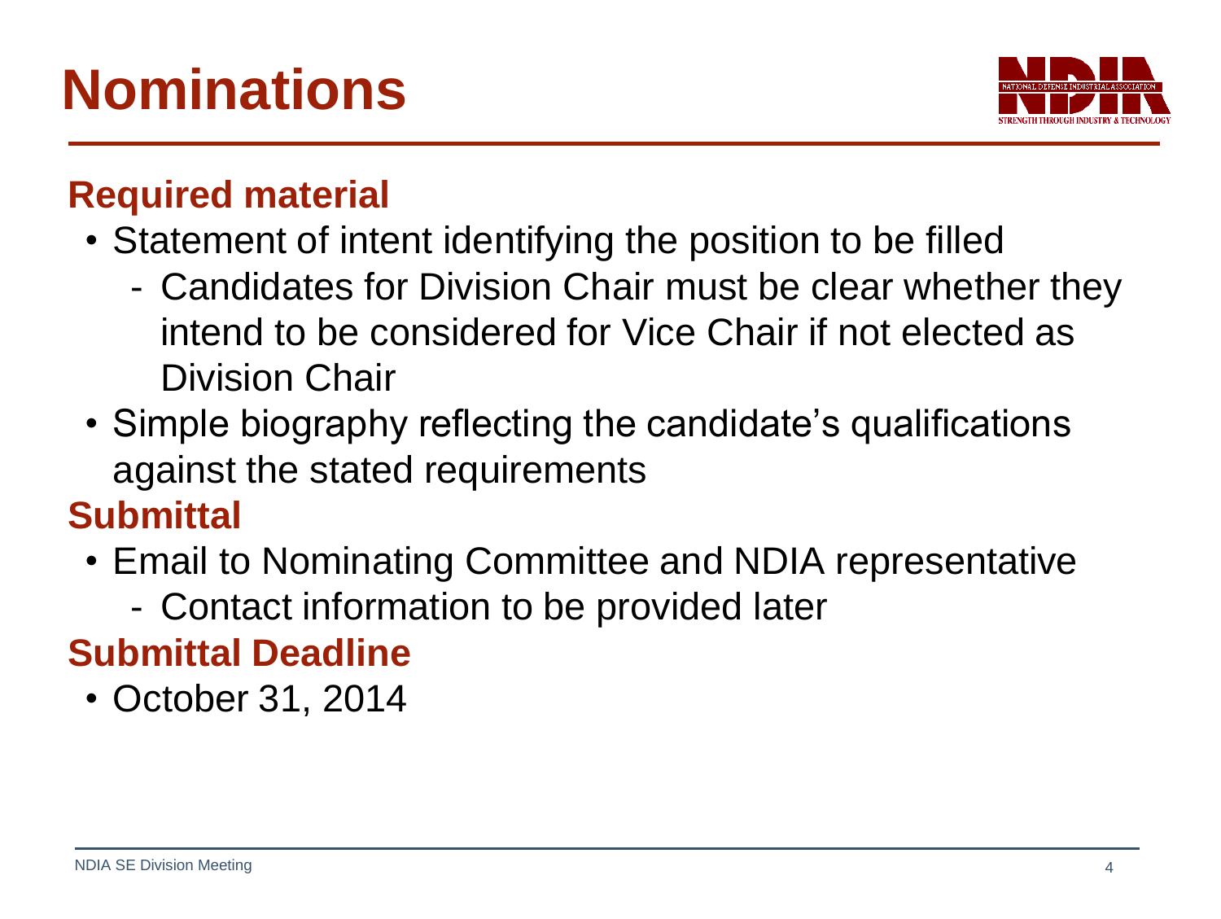# Nominations

## Required material

- Statement of intent identifying the position to be filled
  - Candidates for Division Chair must be clear whether they intend to be considered for Vice Chair if not elected as Division Chair
- Simple biography reflecting the candidate's qualifications against the stated requirements

## Submittal

- Email to Nominating Committee and NDIA representative
  - Contact information to be provided later

## Submittal Deadline

- October 31, 2014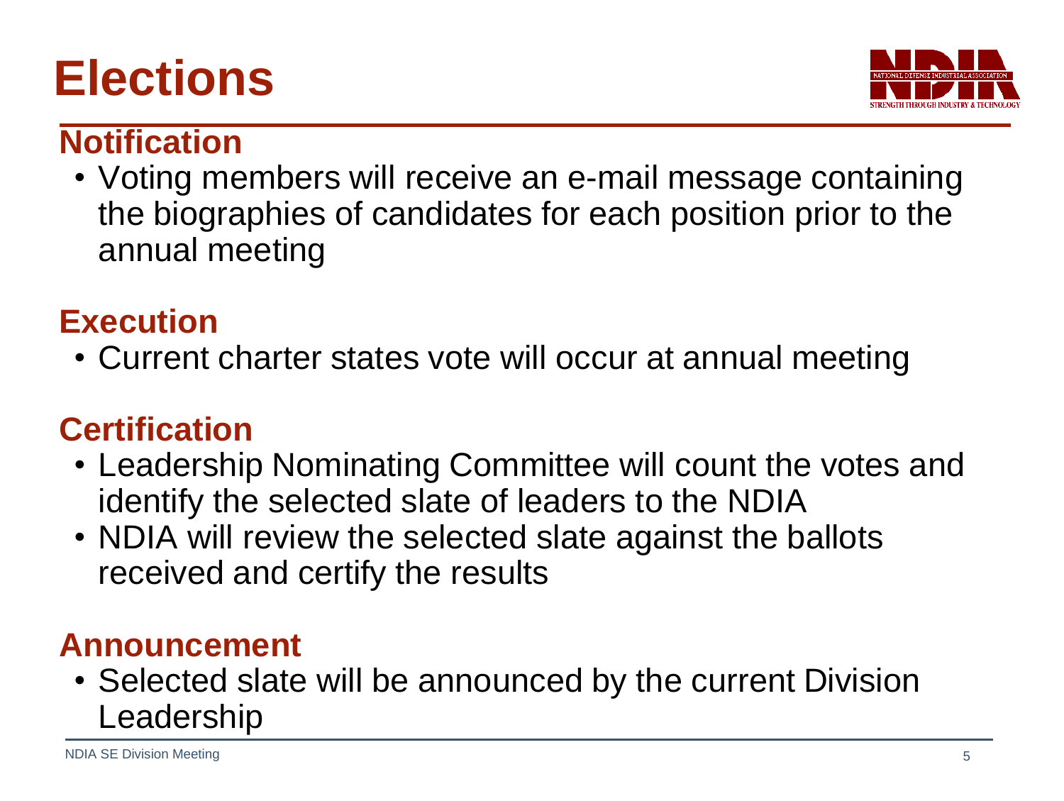# Elections

## Notification

- Voting members will receive an e-mail message containing the biographies of candidates for each position prior to the annual meeting

## Execution

- Current charter states vote will occur at annual meeting

## Certification

- Leadership Nominating Committee will count the votes and identify the selected slate of leaders to the NDIA
- NDIA will review the selected slate against the ballots received and certify the results

## Announcement

- Selected slate will be announced by the current Division Leadership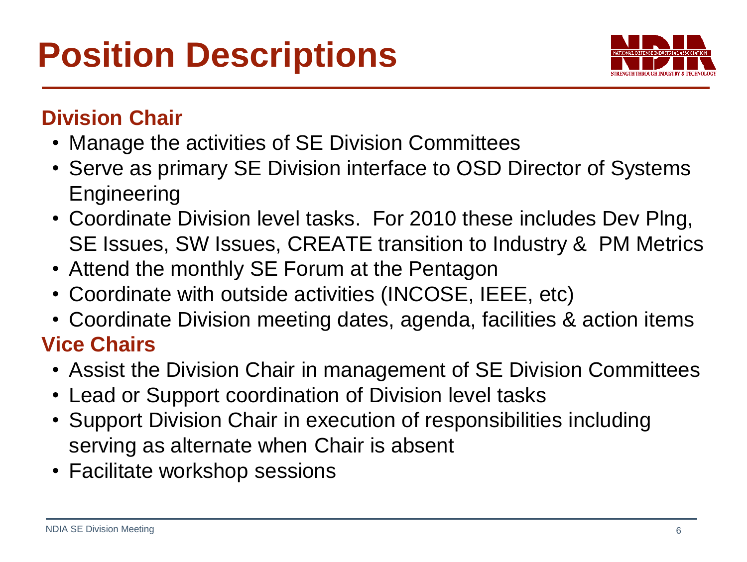# Position Descriptions

## Division Chair

- Manage the activities of SE Division Committees
- Serve as primary SE Division interface to OSD Director of Systems Engineering
- Coordinate Division level tasks. For 2010 these includes Dev Plng, SE Issues, SW Issues, CREATE transition to Industry & PM Metrics
- Attend the monthly SE Forum at the Pentagon
- Coordinate with outside activities (INCOSE, IEEE, etc)
- Coordinate Division meeting dates, agenda, facilities & action items

## Vice Chairs

- Assist the Division Chair in management of SE Division Committees
- Lead or Support coordination of Division level tasks
- Support Division Chair in execution of responsibilities including serving as alternate when Chair is absent
- Facilitate workshop sessions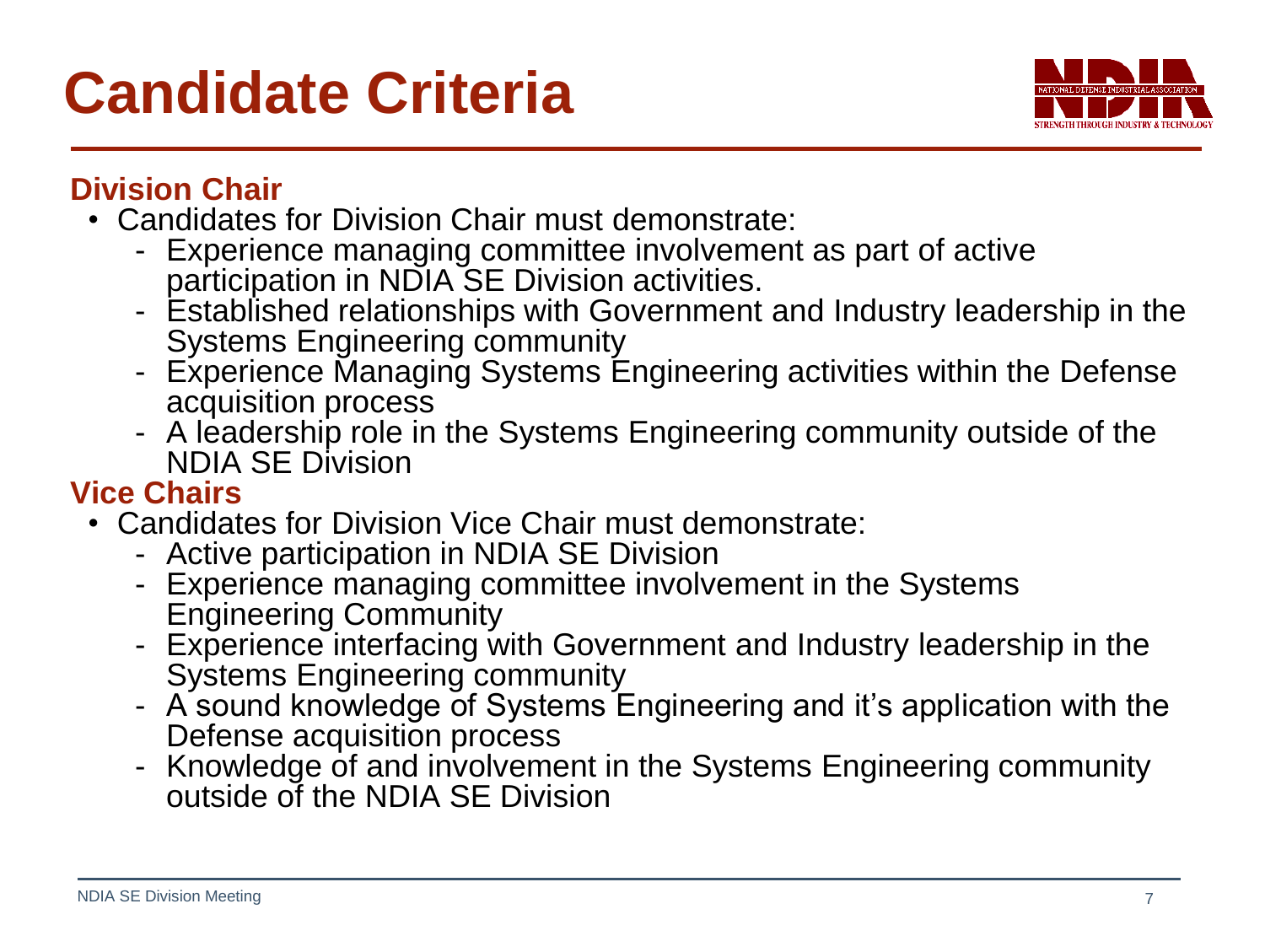# Candidate Criteria

## Division Chair

- Candidates for Division Chair must demonstrate:
  - Experience managing committee involvement as part of active participation in NDIA SE Division activities.
  - Established relationships with Government and Industry leadership in the Systems Engineering community
  - Experience Managing Systems Engineering activities within the Defense acquisition process
  - A leadership role in the Systems Engineering community outside of the NDIA SE Division

## Vice Chairs

- Candidates for Division Vice Chair must demonstrate:
  - Active participation in NDIA SE Division
  - Experience managing committee involvement in the Systems Engineering Community
  - Experience interfacing with Government and Industry leadership in the Systems Engineering community
  - A sound knowledge of Systems Engineering and it's application with the Defense acquisition process
  - Knowledge of and involvement in the Systems Engineering community outside of the NDIA SE Division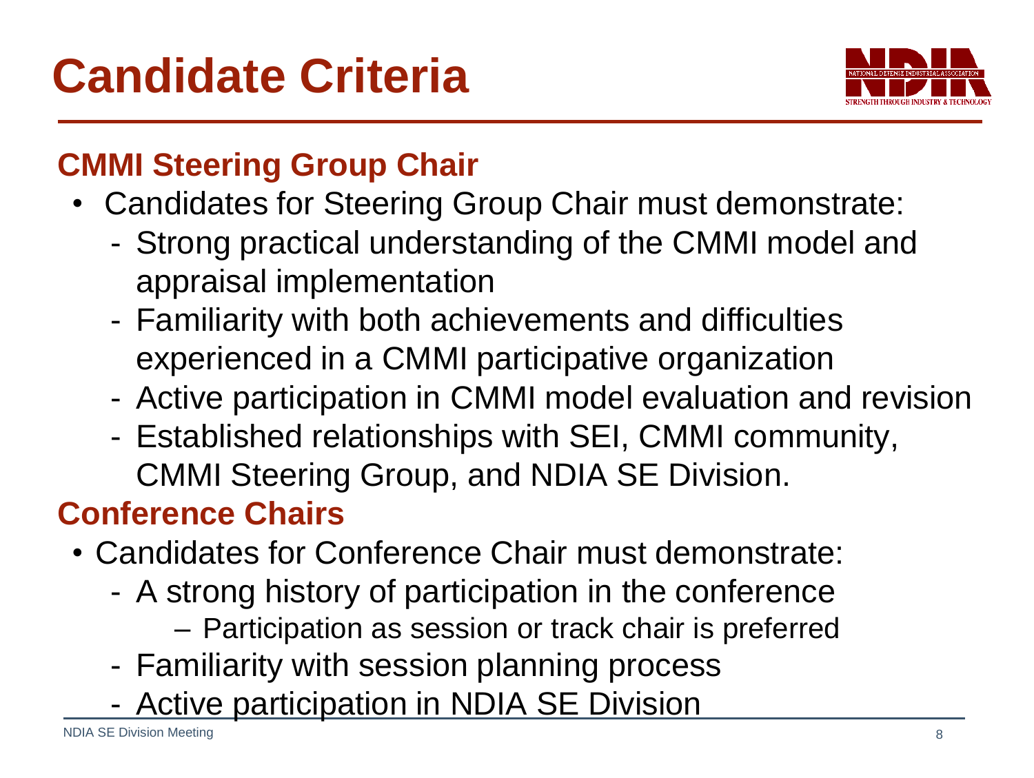# Candidate Criteria

## CMMI Steering Group Chair

- Candidates for Steering Group Chair must demonstrate:
  - Strong practical understanding of the CMMI model and appraisal implementation
  - Familiarity with both achievements and difficulties experienced in a CMMI participative organization
  - Active participation in CMMI model evaluation and revision
  - Established relationships with SEI, CMMI community, CMMI Steering Group, and NDIA SE Division.

## Conference Chairs

- Candidates for Conference Chair must demonstrate:
  - A strong history of participation in the conference
    - Participation as session or track chair is preferred
  - Familiarity with session planning process
  - Active participation in NDIA SE Division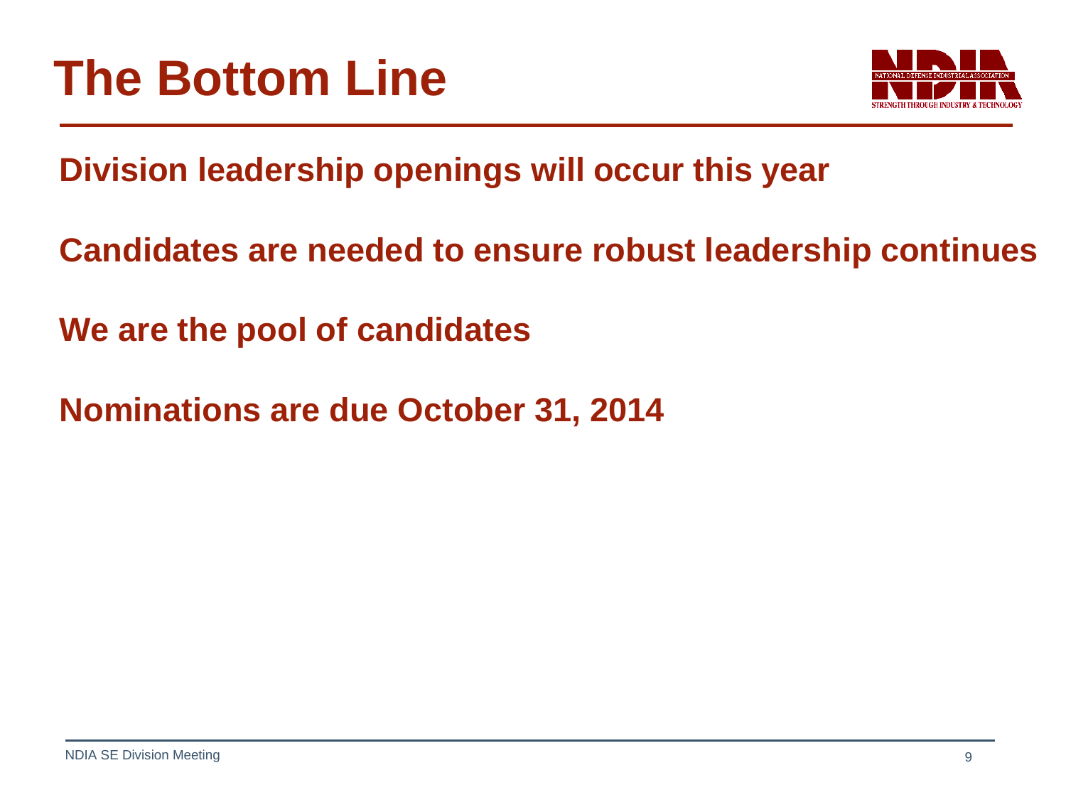# The Bottom Line

Division leadership openings will occur this year

Candidates are needed to ensure robust leadership continues

We are the pool of candidates

Nominations are due October 31, 2014